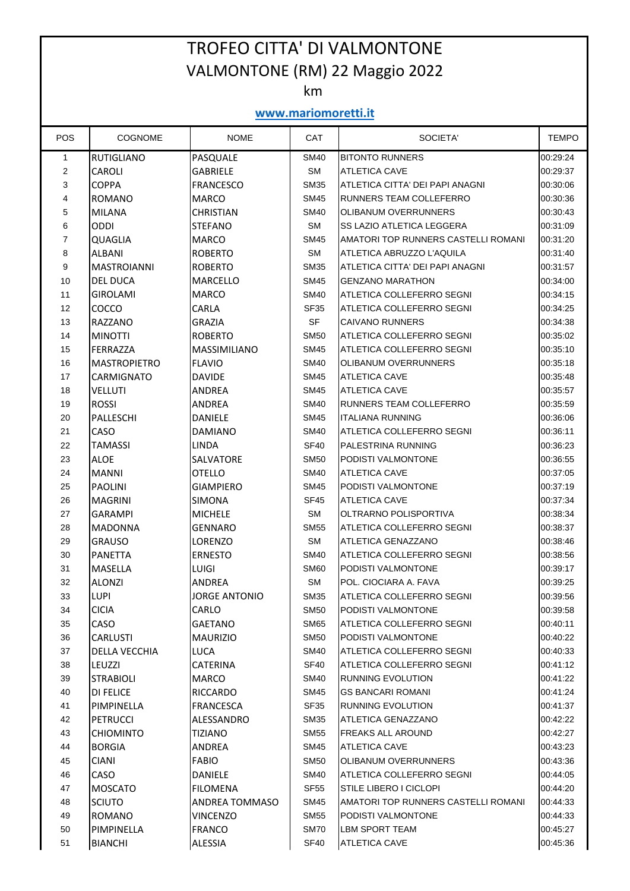# TROFEO CITTA' DI VALMONTONE

## VALMONTONE (RM) 22 Maggio 2022

km

**www.mariomoretti.it**

| POS | COGNOME | NOME | CAT | SOCIETA' | TEMPO |
|---|---|---|---|---|---|
| 1 | RUTIGLIANO | PASQUALE | SM40 | BITONTO RUNNERS | 00:29:24 |
| 2 | CAROLI | GABRIELE | SM | ATLETICA CAVE | 00:29:37 |
| 3 | COPPA | FRANCESCO | SM35 | ATLETICA CITTA' DEI PAPI ANAGNI | 00:30:06 |
| 4 | ROMANO | MARCO | SM45 | RUNNERS TEAM COLLEFERRO | 00:30:36 |
| 5 | MILANA | CHRISTIAN | SM40 | OLIBANUM OVERRUNNERS | 00:30:43 |
| 6 | ODDI | STEFANO | SM | SS LAZIO ATLETICA LEGGERA | 00:31:09 |
| 7 | QUAGLIA | MARCO | SM45 | AMATORI TOP RUNNERS CASTELLI ROMANI | 00:31:20 |
| 8 | ALBANI | ROBERTO | SM | ATLETICA ABRUZZO L'AQUILA | 00:31:40 |
| 9 | MASTROIANNI | ROBERTO | SM35 | ATLETICA CITTA' DEI PAPI ANAGNI | 00:31:57 |
| 10 | DEL DUCA | MARCELLO | SM45 | GENZANO MARATHON | 00:34:00 |
| 11 | GIROLAMI | MARCO | SM40 | ATLETICA COLLEFERRO SEGNI | 00:34:15 |
| 12 | COCCO | CARLA | SF35 | ATLETICA COLLEFERRO SEGNI | 00:34:25 |
| 13 | RAZZANO | GRAZIA | SF | CAIVANO RUNNERS | 00:34:38 |
| 14 | MINOTTI | ROBERTO | SM50 | ATLETICA COLLEFERRO SEGNI | 00:35:02 |
| 15 | FERRAZZA | MASSIMILIANO | SM45 | ATLETICA COLLEFERRO SEGNI | 00:35:10 |
| 16 | MASTROPIETRO | FLAVIO | SM40 | OLIBANUM OVERRUNNERS | 00:35:18 |
| 17 | CARMIGNATO | DAVIDE | SM45 | ATLETICA CAVE | 00:35:48 |
| 18 | VELLUTI | ANDREA | SM45 | ATLETICA CAVE | 00:35:57 |
| 19 | ROSSI | ANDREA | SM40 | RUNNERS TEAM COLLEFERRO | 00:35:59 |
| 20 | PALLESCHI | DANIELE | SM45 | ITALIANA RUNNING | 00:36:06 |
| 21 | CASO | DAMIANO | SM40 | ATLETICA COLLEFERRO SEGNI | 00:36:11 |
| 22 | TAMASSI | LINDA | SF40 | PALESTRINA RUNNING | 00:36:23 |
| 23 | ALOE | SALVATORE | SM50 | PODISTI VALMONTONE | 00:36:55 |
| 24 | MANNI | OTELLO | SM40 | ATLETICA CAVE | 00:37:05 |
| 25 | PAOLINI | GIAMPIERO | SM45 | PODISTI VALMONTONE | 00:37:19 |
| 26 | MAGRINI | SIMONA | SF45 | ATLETICA CAVE | 00:37:34 |
| 27 | GARAMPI | MICHELE | SM | OLTRARNO POLISPORTIVA | 00:38:34 |
| 28 | MADONNA | GENNARO | SM55 | ATLETICA COLLEFERRO SEGNI | 00:38:37 |
| 29 | GRAUSO | LORENZO | SM | ATLETICA GENAZZANO | 00:38:46 |
| 30 | PANETTA | ERNESTO | SM40 | ATLETICA COLLEFERRO SEGNI | 00:38:56 |
| 31 | MASELLA | LUIGI | SM60 | PODISTI VALMONTONE | 00:39:17 |
| 32 | ALONZI | ANDREA | SM | POL. CIOCIARA A. FAVA | 00:39:25 |
| 33 | LUPI | JORGE ANTONIO | SM35 | ATLETICA COLLEFERRO SEGNI | 00:39:56 |
| 34 | CICIA | CARLO | SM50 | PODISTI VALMONTONE | 00:39:58 |
| 35 | CASO | GAETANO | SM65 | ATLETICA COLLEFERRO SEGNI | 00:40:11 |
| 36 | CARLUSTI | MAURIZIO | SM50 | PODISTI VALMONTONE | 00:40:22 |
| 37 | DELLA VECCHIA | LUCA | SM40 | ATLETICA COLLEFERRO SEGNI | 00:40:33 |
| 38 | LEUZZI | CATERINA | SF40 | ATLETICA COLLEFERRO SEGNI | 00:41:12 |
| 39 | STRABIOLI | MARCO | SM40 | RUNNING EVOLUTION | 00:41:22 |
| 40 | DI FELICE | RICCARDO | SM45 | GS BANCARI ROMANI | 00:41:24 |
| 41 | PIMPINELLA | FRANCESCA | SF35 | RUNNING EVOLUTION | 00:41:37 |
| 42 | PETRUCCI | ALESSANDRO | SM35 | ATLETICA GENAZZANO | 00:42:22 |
| 43 | CHIOMINTO | TIZIANO | SM55 | FREAKS ALL AROUND | 00:42:27 |
| 44 | BORGIA | ANDREA | SM45 | ATLETICA CAVE | 00:43:23 |
| 45 | CIANI | FABIO | SM50 | OLIBANUM OVERRUNNERS | 00:43:36 |
| 46 | CASO | DANIELE | SM40 | ATLETICA COLLEFERRO SEGNI | 00:44:05 |
| 47 | MOSCATO | FILOMENA | SF55 | STILE LIBERO I CICLOPI | 00:44:20 |
| 48 | SCIUTO | ANDREA TOMMASO | SM45 | AMATORI TOP RUNNERS CASTELLI ROMANI | 00:44:33 |
| 49 | ROMANO | VINCENZO | SM55 | PODISTI VALMONTONE | 00:44:33 |
| 50 | PIMPINELLA | FRANCO | SM70 | LBM SPORT TEAM | 00:45:27 |
| 51 | BIANCHI | ALESSIA | SF40 | ATLETICA CAVE | 00:45:36 |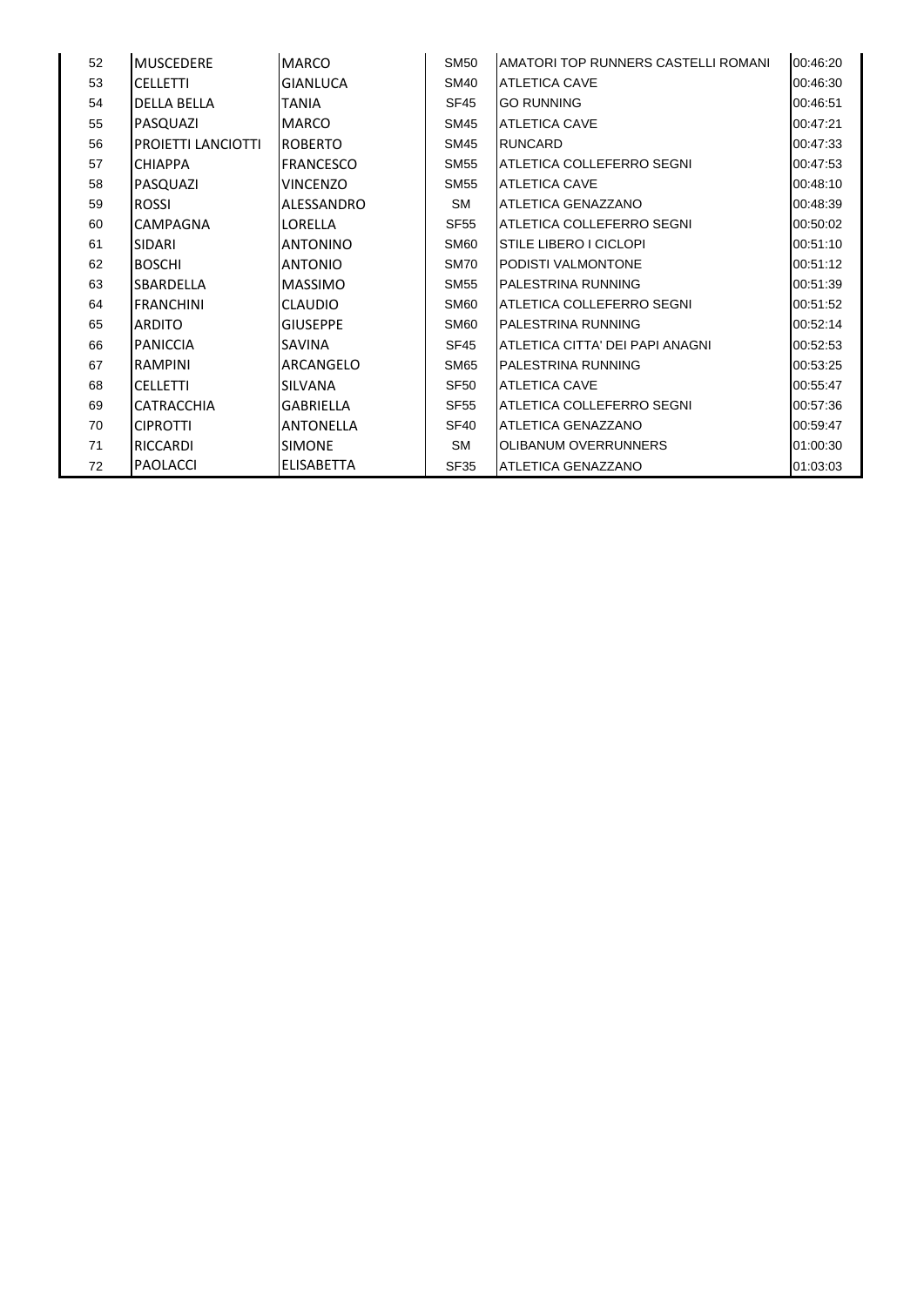| | | | | | |
|---|---|---|---|---|---|
| 52 | MUSCEDERE | MARCO | SM50 | AMATORI TOP RUNNERS CASTELLI ROMANI | 00:46:20 |
| 53 | CELLETTI | GIANLUCA | SM40 | ATLETICA CAVE | 00:46:30 |
| 54 | DELLA BELLA | TANIA | SF45 | GO RUNNING | 00:46:51 |
| 55 | PASQUAZI | MARCO | SM45 | ATLETICA CAVE | 00:47:21 |
| 56 | PROIETTI LANCIOTTI | ROBERTO | SM45 | RUNCARD | 00:47:33 |
| 57 | CHIAPPA | FRANCESCO | SM55 | ATLETICA COLLEFERRO SEGNI | 00:47:53 |
| 58 | PASQUAZI | VINCENZO | SM55 | ATLETICA CAVE | 00:48:10 |
| 59 | ROSSI | ALESSANDRO | SM | ATLETICA GENAZZANO | 00:48:39 |
| 60 | CAMPAGNA | LORELLA | SF55 | ATLETICA COLLEFERRO SEGNI | 00:50:02 |
| 61 | SIDARI | ANTONINO | SM60 | STILE LIBERO I CICLOPI | 00:51:10 |
| 62 | BOSCHI | ANTONIO | SM70 | PODISTI VALMONTONE | 00:51:12 |
| 63 | SBARDELLA | MASSIMO | SM55 | PALESTRINA RUNNING | 00:51:39 |
| 64 | FRANCHINI | CLAUDIO | SM60 | ATLETICA COLLEFERRO SEGNI | 00:51:52 |
| 65 | ARDITO | GIUSEPPE | SM60 | PALESTRINA RUNNING | 00:52:14 |
| 66 | PANICCIA | SAVINA | SF45 | ATLETICA CITTA' DEI PAPI ANAGNI | 00:52:53 |
| 67 | RAMPINI | ARCANGELO | SM65 | PALESTRINA RUNNING | 00:53:25 |
| 68 | CELLETTI | SILVANA | SF50 | ATLETICA CAVE | 00:55:47 |
| 69 | CATRACCHIA | GABRIELLA | SF55 | ATLETICA COLLEFERRO SEGNI | 00:57:36 |
| 70 | CIPROTTI | ANTONELLA | SF40 | ATLETICA GENAZZANO | 00:59:47 |
| 71 | RICCARDI | SIMONE | SM | OLIBANUM OVERRUNNERS | 01:00:30 |
| 72 | PAOLACCI | ELISABETTA | SF35 | ATLETICA GENAZZANO | 01:03:03 |